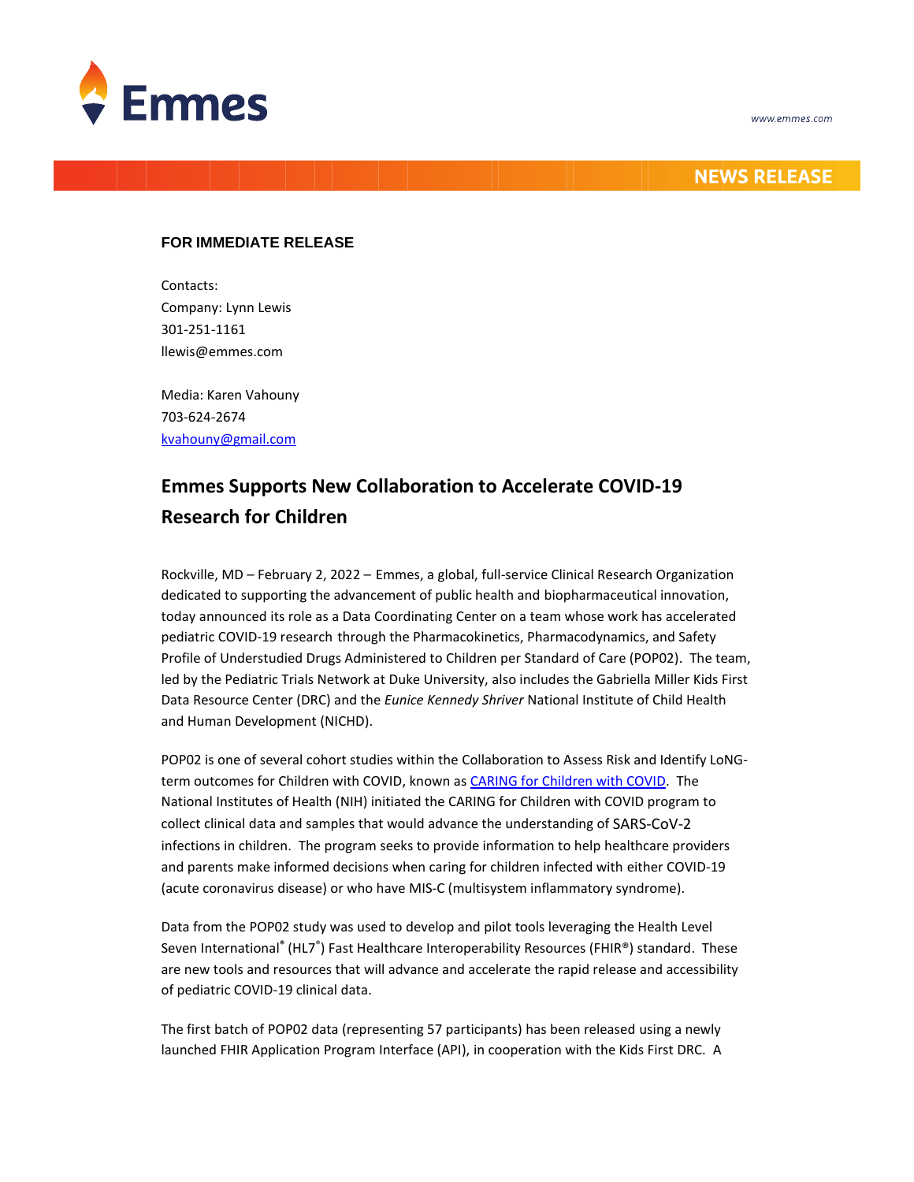**NEWS RELEASE**

**FOR IMMEDIATE RELEASE**

Contacts:
Company: Lynn Lewis
301-251-1161
llewis@emmes.com

Media: Karen Vahouny
703-624-2674
kvahouny@gmail.com

## Emmes Supports New Collaboration to Accelerate COVID-19 Research for Children

Rockville, MD – February 2, 2022 – Emmes, a global, full-service Clinical Research Organization dedicated to supporting the advancement of public health and biopharmaceutical innovation, today announced its role as a Data Coordinating Center on a team whose work has accelerated pediatric COVID-19 research through the Pharmacokinetics, Pharmacodynamics, and Safety Profile of Understudied Drugs Administered to Children per Standard of Care (POP02). The team, led by the Pediatric Trials Network at Duke University, also includes the Gabriella Miller Kids First Data Resource Center (DRC) and the *Eunice Kennedy Shriver* National Institute of Child Health and Human Development (NICHD).

POP02 is one of several cohort studies within the Collaboration to Assess Risk and Identify LoNG-term outcomes for Children with COVID, known as CARING for Children with COVID. The National Institutes of Health (NIH) initiated the CARING for Children with COVID program to collect clinical data and samples that would advance the understanding of SARS-CoV-2 infections in children. The program seeks to provide information to help healthcare providers and parents make informed decisions when caring for children infected with either COVID-19 (acute coronavirus disease) or who have MIS-C (multisystem inflammatory syndrome).

Data from the POP02 study was used to develop and pilot tools leveraging the Health Level Seven International® (HL7®) Fast Healthcare Interoperability Resources (FHIR®) standard. These are new tools and resources that will advance and accelerate the rapid release and accessibility of pediatric COVID-19 clinical data.

The first batch of POP02 data (representing 57 participants) has been released using a newly launched FHIR Application Program Interface (API), in cooperation with the Kids First DRC. A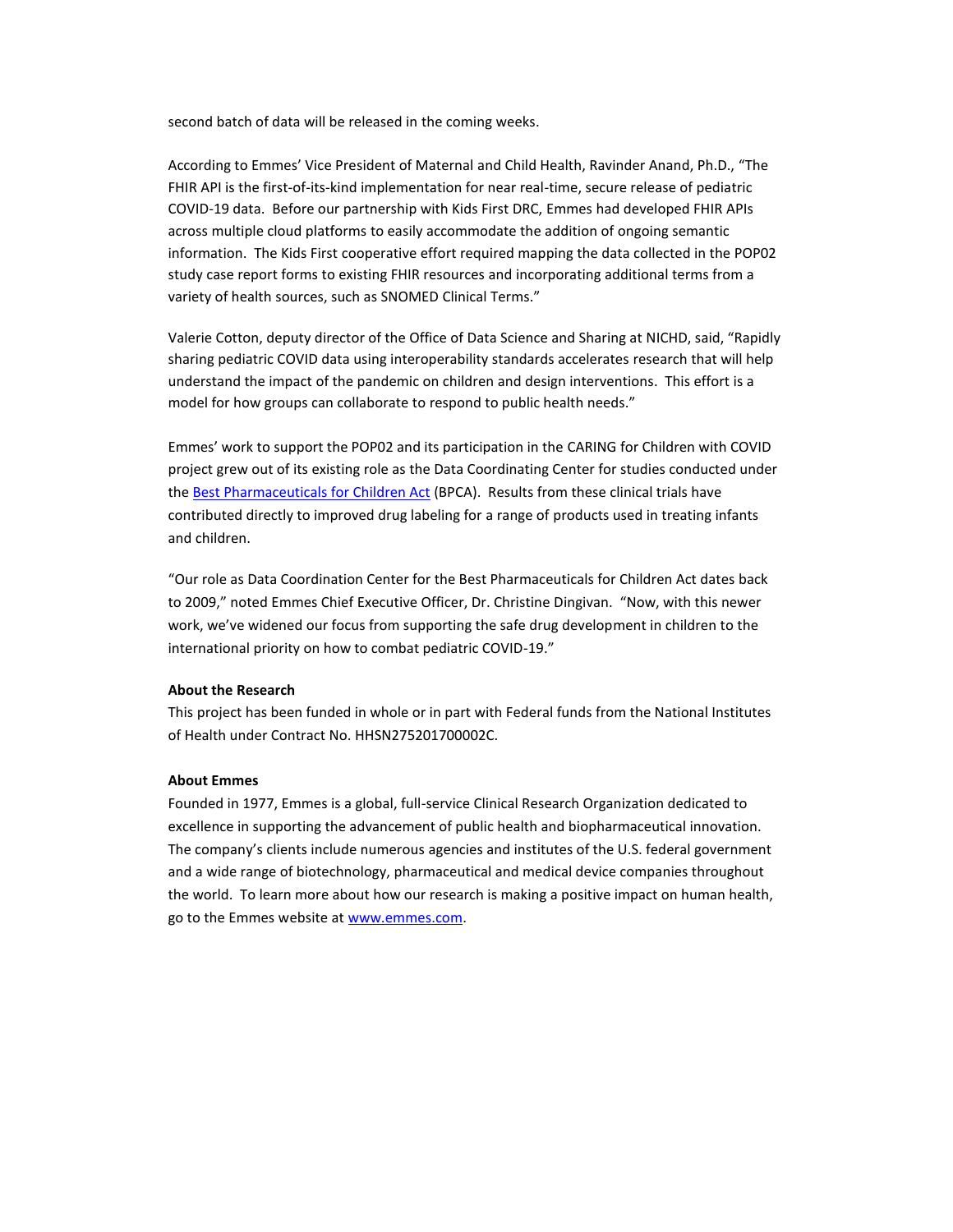second batch of data will be released in the coming weeks.

According to Emmes' Vice President of Maternal and Child Health, Ravinder Anand, Ph.D., "The FHIR API is the first-of-its-kind implementation for near real-time, secure release of pediatric COVID-19 data. Before our partnership with Kids First DRC, Emmes had developed FHIR APIs across multiple cloud platforms to easily accommodate the addition of ongoing semantic information. The Kids First cooperative effort required mapping the data collected in the POP02 study case report forms to existing FHIR resources and incorporating additional terms from a variety of health sources, such as SNOMED Clinical Terms."

Valerie Cotton, deputy director of the Office of Data Science and Sharing at NICHD, said, "Rapidly sharing pediatric COVID data using interoperability standards accelerates research that will help understand the impact of the pandemic on children and design interventions. This effort is a model for how groups can collaborate to respond to public health needs."

Emmes' work to support the POP02 and its participation in the CARING for Children with COVID project grew out of its existing role as the Data Coordinating Center for studies conducted under the Best Pharmaceuticals for Children Act (BPCA). Results from these clinical trials have contributed directly to improved drug labeling for a range of products used in treating infants and children.

"Our role as Data Coordination Center for the Best Pharmaceuticals for Children Act dates back to 2009," noted Emmes Chief Executive Officer, Dr. Christine Dingivan. "Now, with this newer work, we've widened our focus from supporting the safe drug development in children to the international priority on how to combat pediatric COVID-19."

**About the Research**
This project has been funded in whole or in part with Federal funds from the National Institutes of Health under Contract No. HHSN275201700002C.

**About Emmes**
Founded in 1977, Emmes is a global, full-service Clinical Research Organization dedicated to excellence in supporting the advancement of public health and biopharmaceutical innovation. The company's clients include numerous agencies and institutes of the U.S. federal government and a wide range of biotechnology, pharmaceutical and medical device companies throughout the world. To learn more about how our research is making a positive impact on human health, go to the Emmes website at www.emmes.com.